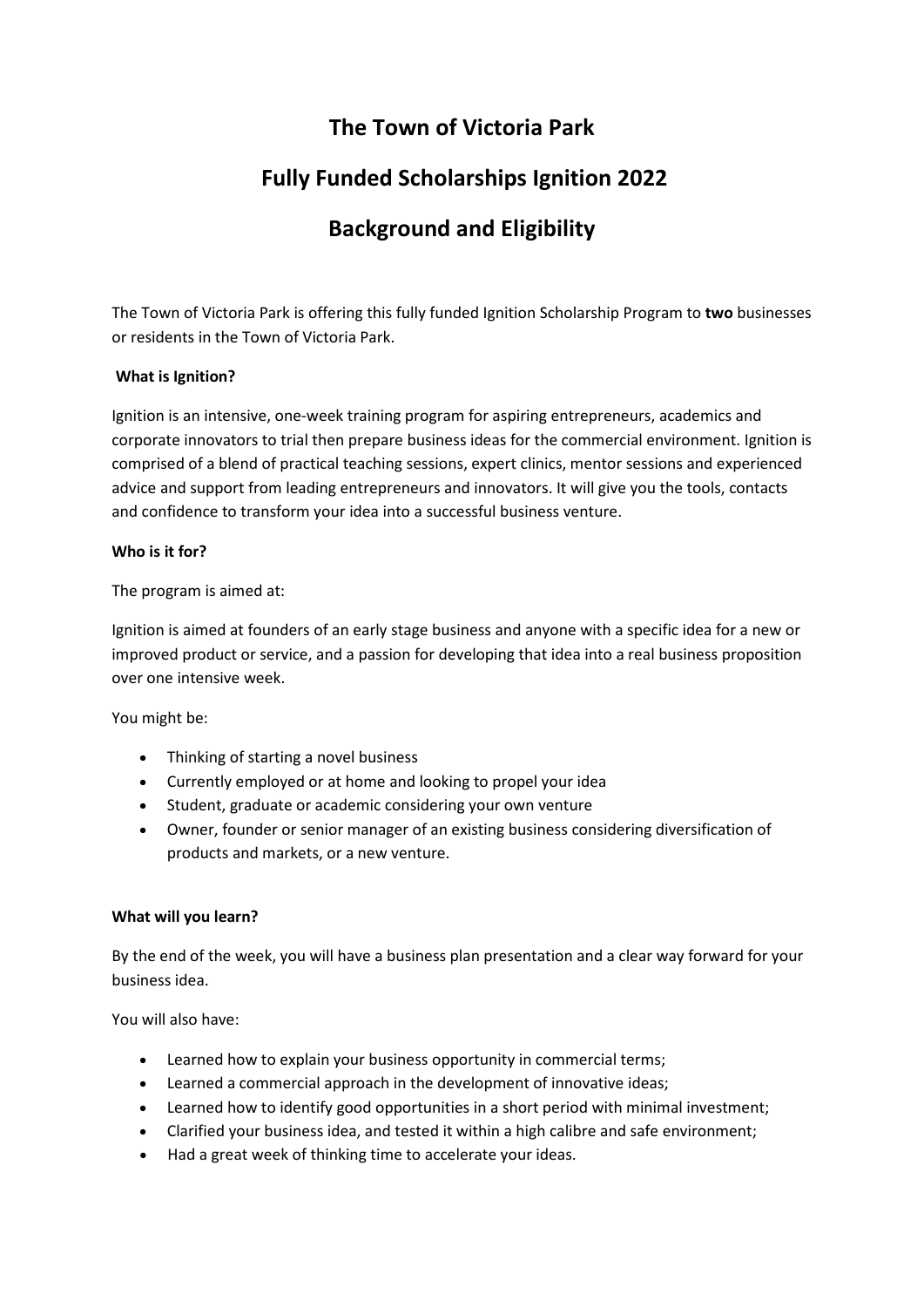# The Town of Victoria Park

# Fully Funded Scholarships Ignition 2022

# Background and Eligibility

The Town of Victoria Park is offering this fully funded Ignition Scholarship Program to **two** businesses or residents in the Town of Victoria Park.

**What is Ignition?**

Ignition is an intensive, one-week training program for aspiring entrepreneurs, academics and corporate innovators to trial then prepare business ideas for the commercial environment. Ignition is comprised of a blend of practical teaching sessions, expert clinics, mentor sessions and experienced advice and support from leading entrepreneurs and innovators. It will give you the tools, contacts and confidence to transform your idea into a successful business venture.

**Who is it for?**

The program is aimed at:

Ignition is aimed at founders of an early stage business and anyone with a specific idea for a new or improved product or service, and a passion for developing that idea into a real business proposition over one intensive week.

You might be:

- Thinking of starting a novel business
- Currently employed or at home and looking to propel your idea
- Student, graduate or academic considering your own venture
- Owner, founder or senior manager of an existing business considering diversification of products and markets, or a new venture.

**What will you learn?**

By the end of the week, you will have a business plan presentation and a clear way forward for your business idea.

You will also have:

- Learned how to explain your business opportunity in commercial terms;
- Learned a commercial approach in the development of innovative ideas;
- Learned how to identify good opportunities in a short period with minimal investment;
- Clarified your business idea, and tested it within a high calibre and safe environment;
- Had a great week of thinking time to accelerate your ideas.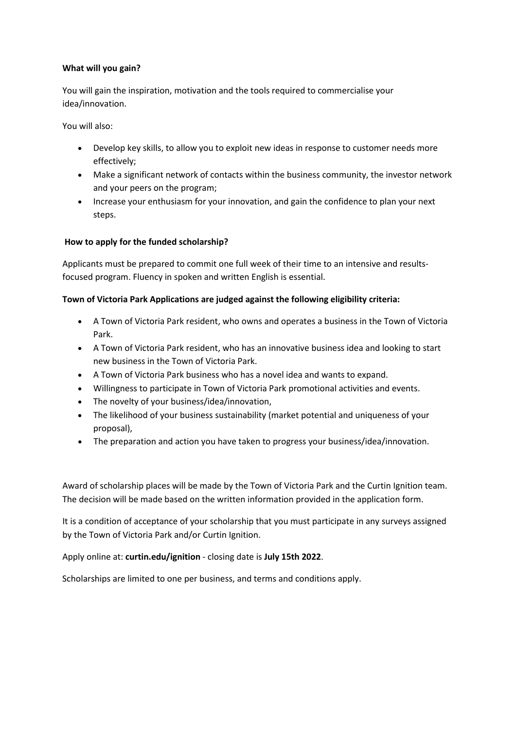**What will you gain?**

You will gain the inspiration, motivation and the tools required to commercialise your idea/innovation.

You will also:

- Develop key skills, to allow you to exploit new ideas in response to customer needs more effectively;
- Make a significant network of contacts within the business community, the investor network and your peers on the program;
- Increase your enthusiasm for your innovation, and gain the confidence to plan your next steps.

**How to apply for the funded scholarship?**

Applicants must be prepared to commit one full week of their time to an intensive and results-focused program. Fluency in spoken and written English is essential.

**Town of Victoria Park Applications are judged against the following eligibility criteria:**

- A Town of Victoria Park resident, who owns and operates a business in the Town of Victoria Park.
- A Town of Victoria Park resident, who has an innovative business idea and looking to start new business in the Town of Victoria Park.
- A Town of Victoria Park business who has a novel idea and wants to expand.
- Willingness to participate in Town of Victoria Park promotional activities and events.
- The novelty of your business/idea/innovation,
- The likelihood of your business sustainability (market potential and uniqueness of your proposal),
- The preparation and action you have taken to progress your business/idea/innovation.

Award of scholarship places will be made by the Town of Victoria Park and the Curtin Ignition team. The decision will be made based on the written information provided in the application form.

It is a condition of acceptance of your scholarship that you must participate in any surveys assigned by the Town of Victoria Park and/or Curtin Ignition.

Apply online at: **curtin.edu/ignition** - closing date is **July 15th 2022**.

Scholarships are limited to one per business, and terms and conditions apply.